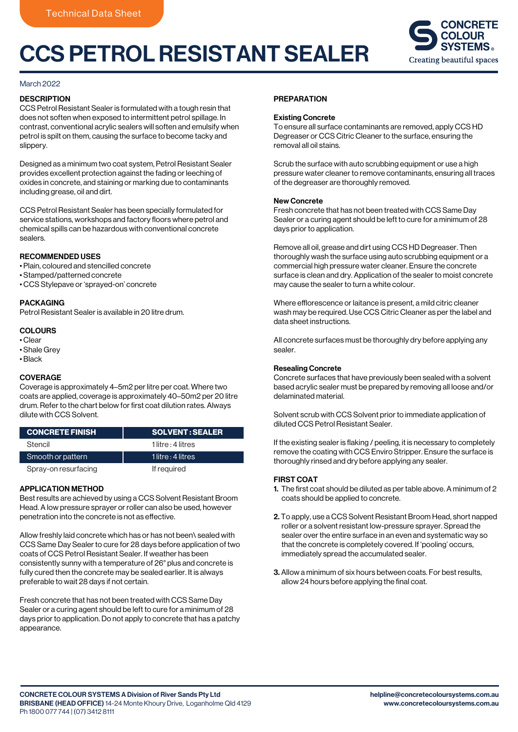Technical Data Sheet

# CCS PETROL RESISTANT SEALER

March 2022

## DESCRIPTION

CCS Petrol Resistant Sealer is formulated with a tough resin that does not soften when exposed to intermittent petrol spillage. In contrast, conventional acrylic sealers will soften and emulsify when petrol is spilt on them, causing the surface to become tacky and slippery.

Designed as a minimum two coat system, Petrol Resistant Sealer provides excellent protection against the fading or leeching of oxides in concrete, and staining or marking due to contaminants including grease, oil and dirt.

CCS Petrol Resistant Sealer has been specially formulated for service stations, workshops and factory floors where petrol and chemical spills can be hazardous with conventional concrete sealers.

## RECOMMENDED USES

- Plain, coloured and stencilled concrete
- Stamped/patterned concrete
- CCS Stylepave or 'sprayed-on' concrete

## PACKAGING

Petrol Resistant Sealer is available in 20 litre drum.

## COLOURS

- Clear
- Shale Grey
- Black

## COVERAGE

Coverage is approximately 4–5m2 per litre per coat. Where two coats are applied, coverage is approximately 40–50m2 per 20 litre drum. Refer to the chart below for first coat dilution rates. Always dilute with CCS Solvent.

| CONCRETE FINISH | SOLVENT : SEALER |
| --- | --- |
| Stencil | 1 litre : 4 litres |
| Smooth or pattern | 1 litre : 4 litres |
| Spray-on resurfacing | If required |

## APPLICATION METHOD

Best results are achieved by using a CCS Solvent Resistant Broom Head. A low pressure sprayer or roller can also be used, however penetration into the concrete is not as effective.

Allow freshly laid concrete which has or has not been\ sealed with CCS Same Day Sealer to cure for 28 days before application of two coats of CCS Petrol Resistant Sealer. If weather has been consistently sunny with a temperature of 26° plus and concrete is fully cured then the concrete may be sealed earlier. It is always preferable to wait 28 days if not certain.

Fresh concrete that has not been treated with CCS Same Day Sealer or a curing agent should be left to cure for a minimum of 28 days prior to application. Do not apply to concrete that has a patchy appearance.

## PREPARATION

### Existing Concrete

To ensure all surface contaminants are removed, apply CCS HD Degreaser or CCS Citric Cleaner to the surface, ensuring the removal all oil stains.

Scrub the surface with auto scrubbing equipment or use a high pressure water cleaner to remove contaminants, ensuring all traces of the degreaser are thoroughly removed.

### New Concrete

Fresh concrete that has not been treated with CCS Same Day Sealer or a curing agent should be left to cure for a minimum of 28 days prior to application.

Remove all oil, grease and dirt using CCS HD Degreaser. Then thoroughly wash the surface using auto scrubbing equipment or a commercial high pressure water cleaner. Ensure the concrete surface is clean and dry. Application of the sealer to moist concrete may cause the sealer to turn a white colour.

Where efflorescence or laitance is present, a mild citric cleaner wash may be required. Use CCS Citric Cleaner as per the label and data sheet instructions.

All concrete surfaces must be thoroughly dry before applying any sealer.

### Resealing Concrete

Concrete surfaces that have previously been sealed with a solvent based acrylic sealer must be prepared by removing all loose and/or delaminated material.

Solvent scrub with CCS Solvent prior to immediate application of diluted CCS Petrol Resistant Sealer.

If the existing sealer is flaking / peeling, it is necessary to completely remove the coating with CCS Enviro Stripper. Ensure the surface is thoroughly rinsed and dry before applying any sealer.

## FIRST COAT

1. The first coat should be diluted as per table above. A minimum of 2 coats should be applied to concrete.
2. To apply, use a CCS Solvent Resistant Broom Head, short napped roller or a solvent resistant low-pressure sprayer. Spread the sealer over the entire surface in an even and systematic way so that the concrete is completely covered. If 'pooling' occurs, immediately spread the accumulated sealer.
3. Allow a minimum of six hours between coats. For best results, allow 24 hours before applying the final coat.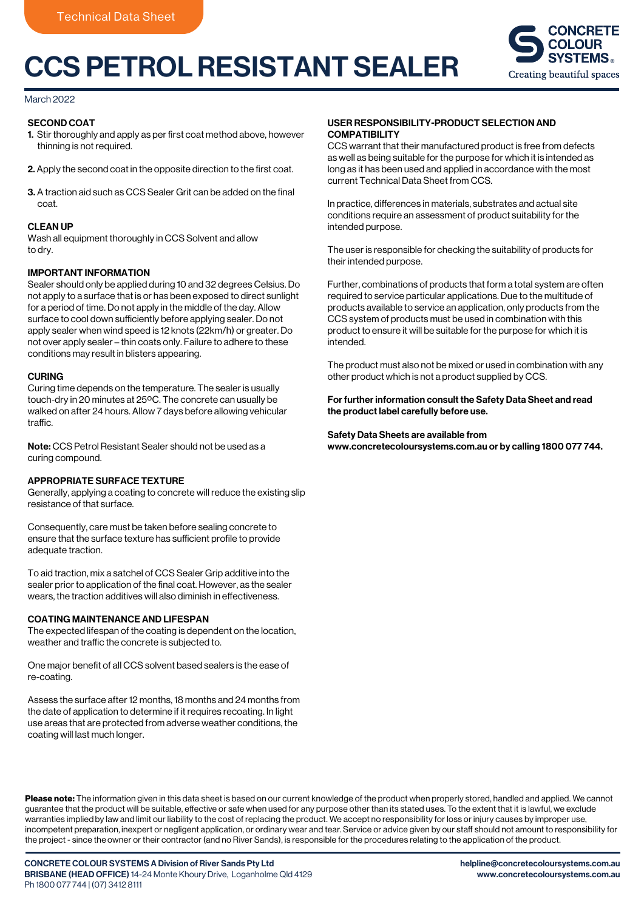# CCS PETROL RESISTANT SEALER

March 2022

### SECOND COAT

1. Stir thoroughly and apply as per first coat method above, however thinning is not required.
2. Apply the second coat in the opposite direction to the first coat.
3. A traction aid such as CCS Sealer Grit can be added on the final coat.

### CLEAN UP

Wash all equipment thoroughly in CCS Solvent and allow to dry.

### IMPORTANT INFORMATION

Sealer should only be applied during 10 and 32 degrees Celsius. Do not apply to a surface that is or has been exposed to direct sunlight for a period of time. Do not apply in the middle of the day. Allow surface to cool down sufficiently before applying sealer. Do not apply sealer when wind speed is 12 knots (22km/h) or greater. Do not over apply sealer – thin coats only. Failure to adhere to these conditions may result in blisters appearing.

### CURING

Curing time depends on the temperature. The sealer is usually touch-dry in 20 minutes at 25ºC. The concrete can usually be walked on after 24 hours. Allow 7 days before allowing vehicular traffic.

**Note:** CCS Petrol Resistant Sealer should not be used as a curing compound.

### APPROPRIATE SURFACE TEXTURE

Generally, applying a coating to concrete will reduce the existing slip resistance of that surface.

Consequently, care must be taken before sealing concrete to ensure that the surface texture has sufficient profile to provide adequate traction.

To aid traction, mix a satchel of CCS Sealer Grip additive into the sealer prior to application of the final coat. However, as the sealer wears, the traction additives will also diminish in effectiveness.

### COATING MAINTENANCE AND LIFESPAN

The expected lifespan of the coating is dependent on the location, weather and traffic the concrete is subjected to.

One major benefit of all CCS solvent based sealers is the ease of re-coating.

Assess the surface after 12 months, 18 months and 24 months from the date of application to determine if it requires recoating. In light use areas that are protected from adverse weather conditions, the coating will last much longer.

### USER RESPONSIBILITY-PRODUCT SELECTION AND COMPATIBILITY

CCS warrant that their manufactured product is free from defects as well as being suitable for the purpose for which it is intended as long as it has been used and applied in accordance with the most current Technical Data Sheet from CCS.

In practice, differences in materials, substrates and actual site conditions require an assessment of product suitability for the intended purpose.

The user is responsible for checking the suitability of products for their intended purpose.

Further, combinations of products that form a total system are often required to service particular applications. Due to the multitude of products available to service an application, only products from the CCS system of products must be used in combination with this product to ensure it will be suitable for the purpose for which it is intended.

The product must also not be mixed or used in combination with any other product which is not a product supplied by CCS.

**For further information consult the Safety Data Sheet and read the product label carefully before use.**

**Safety Data Sheets are available from www.concretecoloursystems.com.au or by calling 1800 077 744.**

**Please note:** The information given in this data sheet is based on our current knowledge of the product when properly stored, handled and applied. We cannot guarantee that the product will be suitable, effective or safe when used for any purpose other than its stated uses. To the extent that it is lawful, we exclude warranties implied by law and limit our liability to the cost of replacing the product. We accept no responsibility for loss or injury causes by improper use, incompetent preparation, inexpert or negligent application, or ordinary wear and tear. Service or advice given by our staff should not amount to responsibility for the project - since the owner or their contractor (and no River Sands), is responsible for the procedures relating to the application of the product.